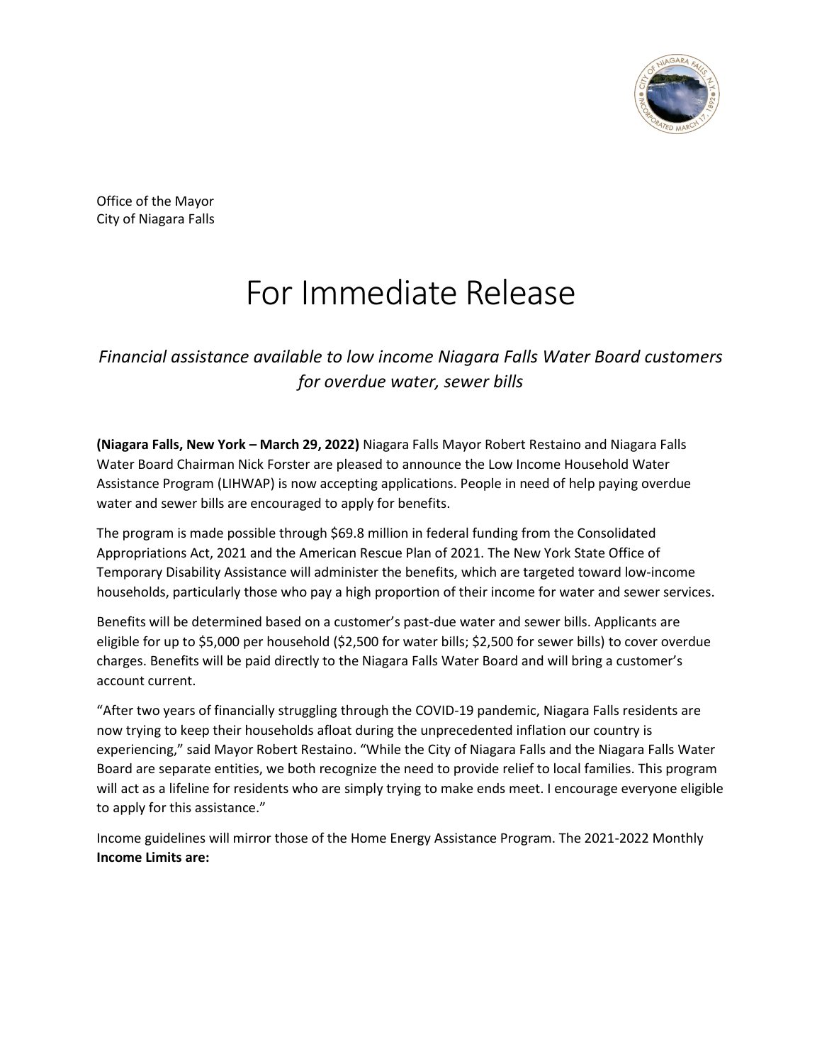Office of the Mayor
City of Niagara Falls

# For Immediate Release

*Financial assistance available to low income Niagara Falls Water Board customers for overdue water, sewer bills*

**(Niagara Falls, New York – March 29, 2022)** Niagara Falls Mayor Robert Restaino and Niagara Falls Water Board Chairman Nick Forster are pleased to announce the Low Income Household Water Assistance Program (LIHWAP) is now accepting applications. People in need of help paying overdue water and sewer bills are encouraged to apply for benefits.

The program is made possible through $69.8 million in federal funding from the Consolidated Appropriations Act, 2021 and the American Rescue Plan of 2021. The New York State Office of Temporary Disability Assistance will administer the benefits, which are targeted toward low-income households, particularly those who pay a high proportion of their income for water and sewer services.

Benefits will be determined based on a customer's past-due water and sewer bills. Applicants are eligible for up to $5,000 per household ($2,500 for water bills; $2,500 for sewer bills) to cover overdue charges. Benefits will be paid directly to the Niagara Falls Water Board and will bring a customer's account current.

"After two years of financially struggling through the COVID-19 pandemic, Niagara Falls residents are now trying to keep their households afloat during the unprecedented inflation our country is experiencing," said Mayor Robert Restaino. "While the City of Niagara Falls and the Niagara Falls Water Board are separate entities, we both recognize the need to provide relief to local families. This program will act as a lifeline for residents who are simply trying to make ends meet. I encourage everyone eligible to apply for this assistance."

Income guidelines will mirror those of the Home Energy Assistance Program. The 2021-2022 Monthly **Income Limits are:**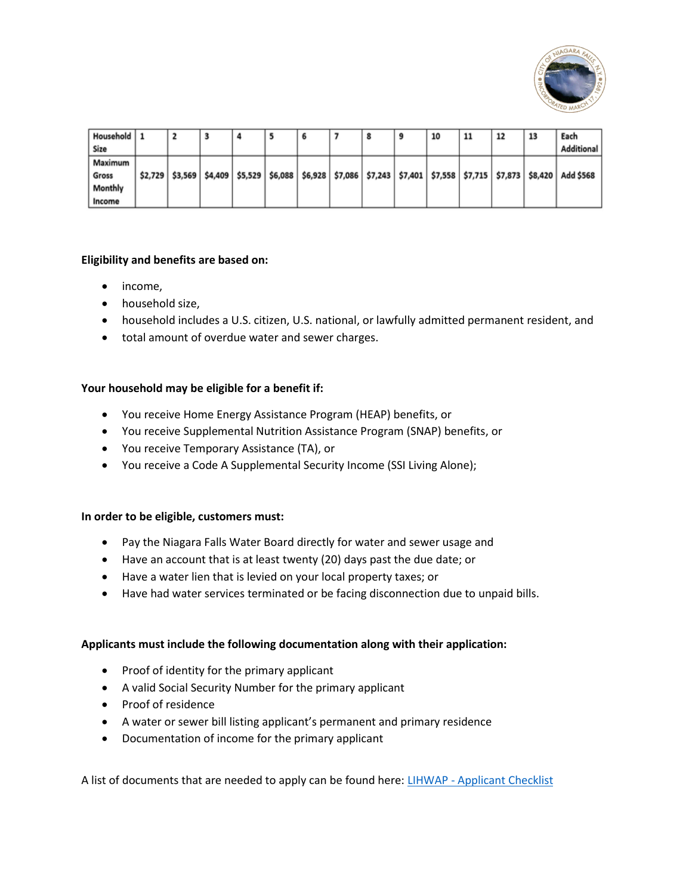| Household Size | 1 | 2 | 3 | 4 | 5 | 6 | 7 | 8 | 9 | 10 | 11 | 12 | 13 | Each Additional |
|---|---|---|---|---|---|---|---|---|---|---|---|---|---|---|
| Maximum Gross Monthly Income | $2,729 | $3,569 | $4,409 | $5,529 | $6,088 | $6,928 | $7,086 | $7,243 | $7,401 | $7,558 | $7,715 | $7,873 | $8,420 | Add $568 |

**Eligibility and benefits are based on:**

- income,
- household size,
- household includes a U.S. citizen, U.S. national, or lawfully admitted permanent resident, and
- total amount of overdue water and sewer charges.

**Your household may be eligible for a benefit if:**

- You receive Home Energy Assistance Program (HEAP) benefits, or
- You receive Supplemental Nutrition Assistance Program (SNAP) benefits, or
- You receive Temporary Assistance (TA), or
- You receive a Code A Supplemental Security Income (SSI Living Alone);

**In order to be eligible, customers must:**

- Pay the Niagara Falls Water Board directly for water and sewer usage and
- Have an account that is at least twenty (20) days past the due date; or
- Have a water lien that is levied on your local property taxes; or
- Have had water services terminated or be facing disconnection due to unpaid bills.

**Applicants must include the following documentation along with their application:**

- Proof of identity for the primary applicant
- A valid Social Security Number for the primary applicant
- Proof of residence
- A water or sewer bill listing applicant's permanent and primary residence
- Documentation of income for the primary applicant

A list of documents that are needed to apply can be found here: [LIHWAP - Applicant Checklist]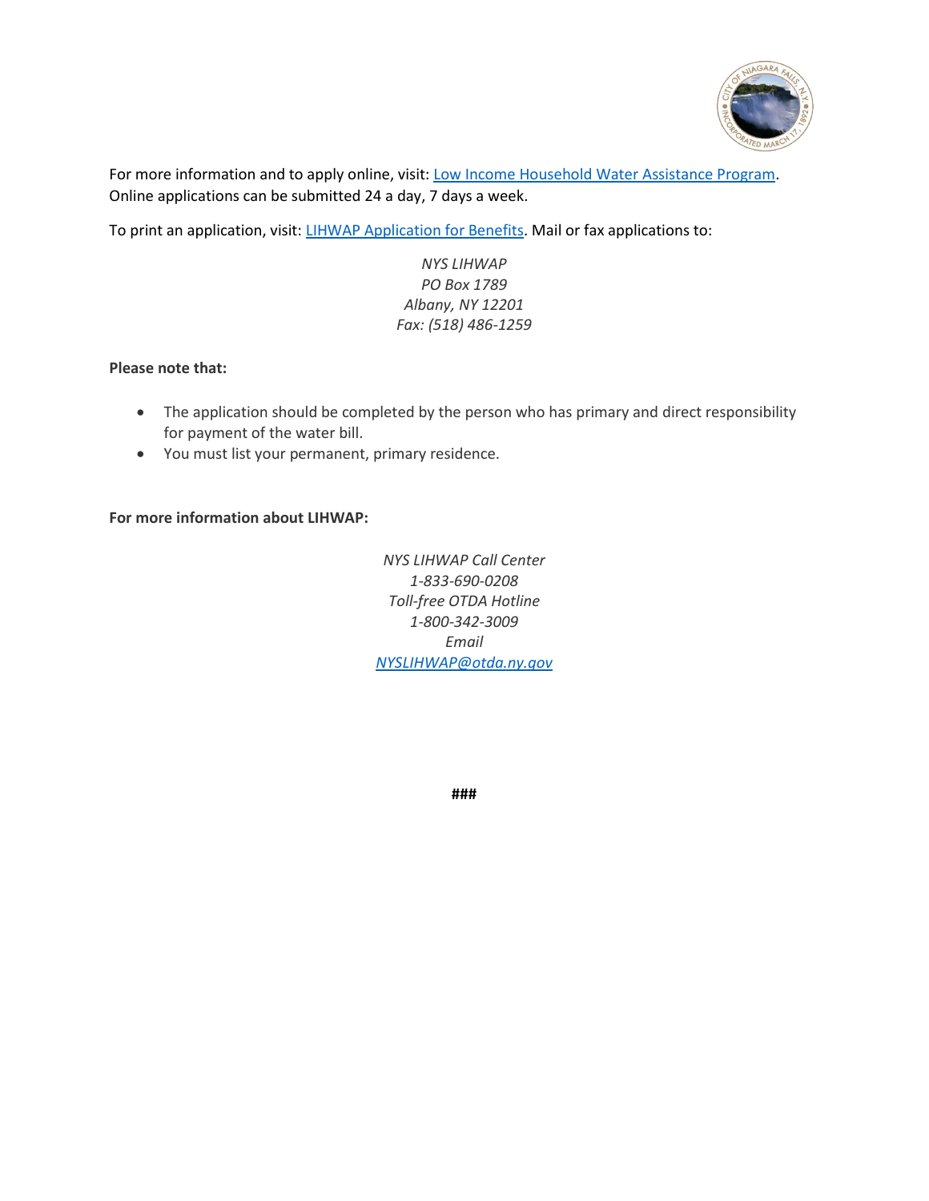For more information and to apply online, visit: [Low Income Household Water Assistance Program](). Online applications can be submitted 24 a day, 7 days a week.

To print an application, visit: [LIHWAP Application for Benefits](). Mail or fax applications to:

*NYS LIHWAP*
*PO Box 1789*
*Albany, NY 12201*
*Fax: (518) 486-1259*

**Please note that:**

- The application should be completed by the person who has primary and direct responsibility for payment of the water bill.
- You must list your permanent, primary residence.

**For more information about LIHWAP:**

*NYS LIHWAP Call Center*
*1-833-690-0208*
*Toll-free OTDA Hotline*
*1-800-342-3009*
*Email*
*NYSLIHWAP@otda.ny.gov*

###